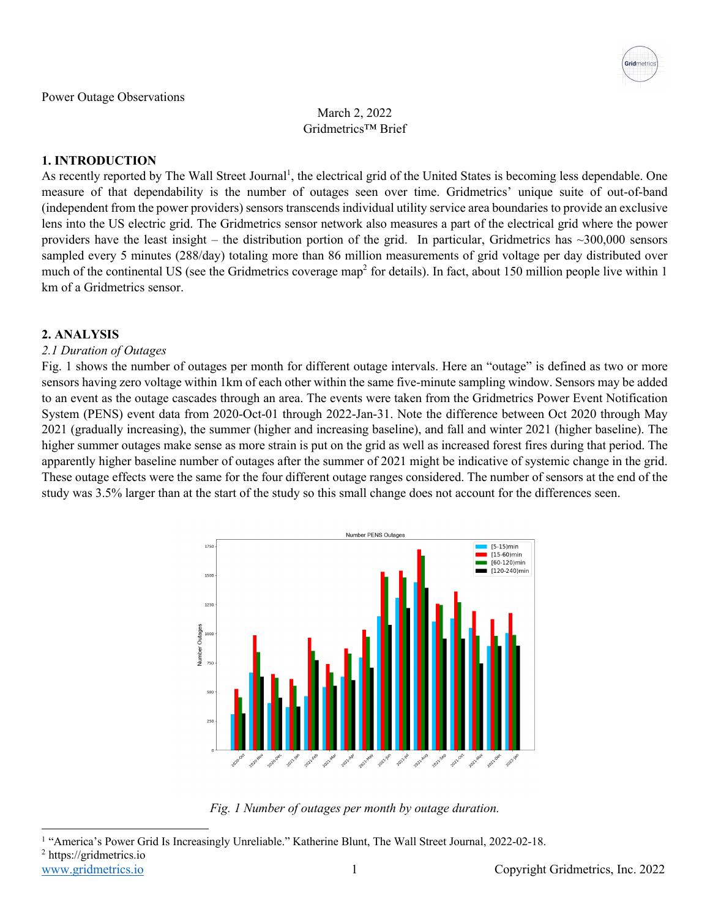Power Outage Observations

March 2, 2022

Gridmetrics™ Brief

## 1. INTRODUCTION

As recently reported by The Wall Street Journal[1], the electrical grid of the United States is becoming less dependable. One measure of that dependability is the number of outages seen over time. Gridmetrics' unique suite of out-of-band (independent from the power providers) sensors transcends individual utility service area boundaries to provide an exclusive lens into the US electric grid. The Gridmetrics sensor network also measures a part of the electrical grid where the power providers have the least insight – the distribution portion of the grid. In particular, Gridmetrics has ~300,000 sensors sampled every 5 minutes (288/day) totaling more than 86 million measurements of grid voltage per day distributed over much of the continental US (see the Gridmetrics coverage map[2] for details). In fact, about 150 million people live within 1 km of a Gridmetrics sensor.

## 2. ANALYSIS

### *2.1 Duration of Outages*

Fig. 1 shows the number of outages per month for different outage intervals. Here an "outage" is defined as two or more sensors having zero voltage within 1km of each other within the same five-minute sampling window. Sensors may be added to an event as the outage cascades through an area. The events were taken from the Gridmetrics Power Event Notification System (PENS) event data from 2020-Oct-01 through 2022-Jan-31. Note the difference between Oct 2020 through May 2021 (gradually increasing), the summer (higher and increasing baseline), and fall and winter 2021 (higher baseline). The higher summer outages make sense as more strain is put on the grid as well as increased forest fires during that period. The apparently higher baseline number of outages after the summer of 2021 might be indicative of systemic change in the grid. These outage effects were the same for the four different outage ranges considered. The number of sensors at the end of the study was 3.5% larger than at the start of the study so this small change does not account for the differences seen.

*Fig. 1 Number of outages per month by outage duration.*

[1] "America's Power Grid Is Increasingly Unreliable." Katherine Blunt, The Wall Street Journal, 2022-02-18.

[2] https://gridmetrics.io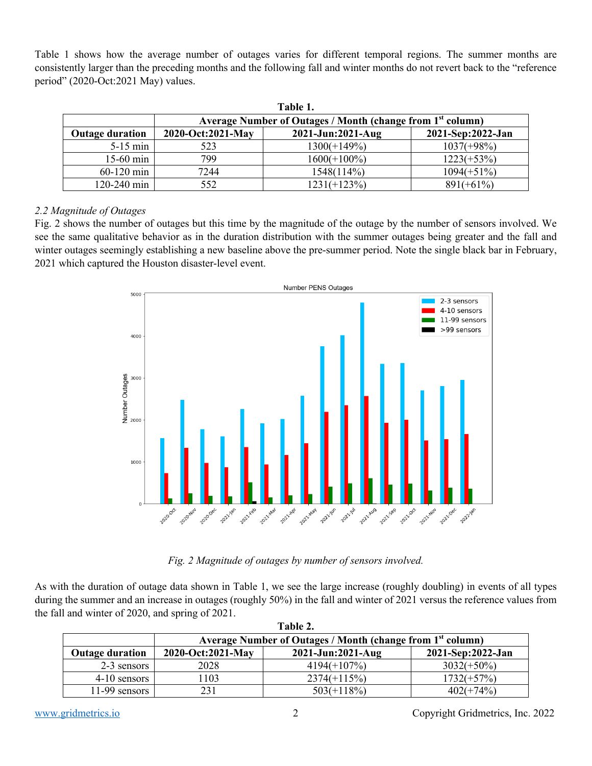Table 1 shows how the average number of outages varies for different temporal regions. The summer months are consistently larger than the preceding months and the following fall and winter months do not revert back to the "reference period" (2020-Oct:2021 May) values.

**Table 1.**

| | Average Number of Outages / Month (change from 1st column) | | |
|---|---|---|---|
| **Outage duration** | **2020-Oct:2021-May** | **2021-Jun:2021-Aug** | **2021-Sep:2022-Jan** |
| 5-15 min | 523 | 1300(+149%) | 1037(+98%) |
| 15-60 min | 799 | 1600(+100%) | 1223(+53%) |
| 60-120 min | 7244 | 1548(114%) | 1094(+51%) |
| 120-240 min | 552 | 1231(+123%) | 891(+61%) |

### *2.2 Magnitude of Outages*

Fig. 2 shows the number of outages but this time by the magnitude of the outage by the number of sensors involved. We see the same qualitative behavior as in the duration distribution with the summer outages being greater and the fall and winter outages seemingly establishing a new baseline above the pre-summer period. Note the single black bar in February, 2021 which captured the Houston disaster-level event.

*Fig. 2 Magnitude of outages by number of sensors involved.*

As with the duration of outage data shown in Table 1, we see the large increase (roughly doubling) in events of all types during the summer and an increase in outages (roughly 50%) in the fall and winter of 2021 versus the reference values from the fall and winter of 2020, and spring of 2021.

**Table 2.**

| | Average Number of Outages / Month (change from 1st column) | | |
|---|---|---|---|
| **Outage duration** | **2020-Oct:2021-May** | **2021-Jun:2021-Aug** | **2021-Sep:2022-Jan** |
| 2-3 sensors | 2028 | 4194(+107%) | 3032(+50%) |
| 4-10 sensors | 1103 | 2374(+115%) | 1732(+57%) |
| 11-99 sensors | 231 | 503(+118%) | 402(+74%) |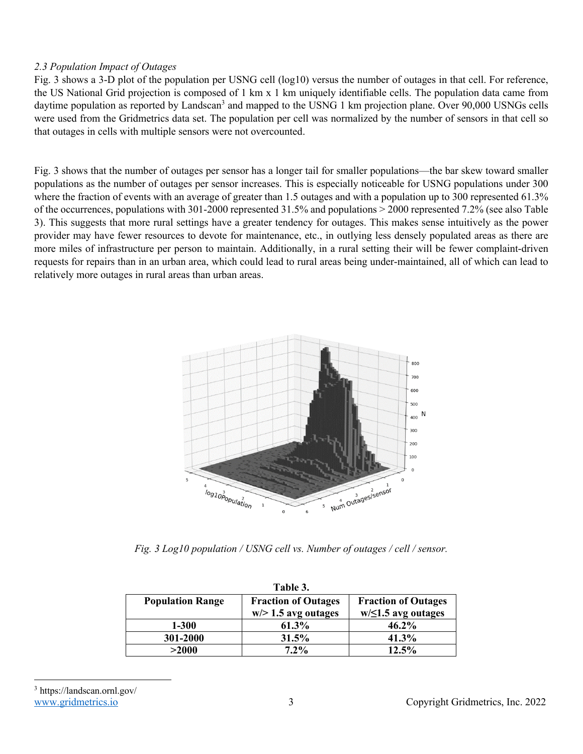*2.3 Population Impact of Outages*

Fig. 3 shows a 3-D plot of the population per USNG cell (log10) versus the number of outages in that cell. For reference, the US National Grid projection is composed of 1 km x 1 km uniquely identifiable cells. The population data came from daytime population as reported by Landscan[3] and mapped to the USNG 1 km projection plane. Over 90,000 USNGs cells were used from the Gridmetrics data set. The population per cell was normalized by the number of sensors in that cell so that outages in cells with multiple sensors were not overcounted.

Fig. 3 shows that the number of outages per sensor has a longer tail for smaller populations—the bar skew toward smaller populations as the number of outages per sensor increases. This is especially noticeable for USNG populations under 300 where the fraction of events with an average of greater than 1.5 outages and with a population up to 300 represented 61.3% of the occurrences, populations with 301-2000 represented 31.5% and populations > 2000 represented 7.2% (see also Table 3). This suggests that more rural settings have a greater tendency for outages. This makes sense intuitively as the power provider may have fewer resources to devote for maintenance, etc., in outlying less densely populated areas as there are more miles of infrastructure per person to maintain. Additionally, in a rural setting their will be fewer complaint-driven requests for repairs than in an urban area, which could lead to rural areas being under-maintained, all of which can lead to relatively more outages in rural areas than urban areas.

*Fig. 3 Log10 population / USNG cell vs. Number of outages / cell / sensor.*

**Table 3.**

| Population Range | Fraction of Outages w/> 1.5 avg outages | Fraction of Outages w/≤1.5 avg outages |
|---|---|---|
| **1-300** | **61.3%** | **46.2%** |
| **301-2000** | **31.5%** | **41.3%** |
| **>2000** | **7.2%** | **12.5%** |

[3] https://landscan.ornl.gov/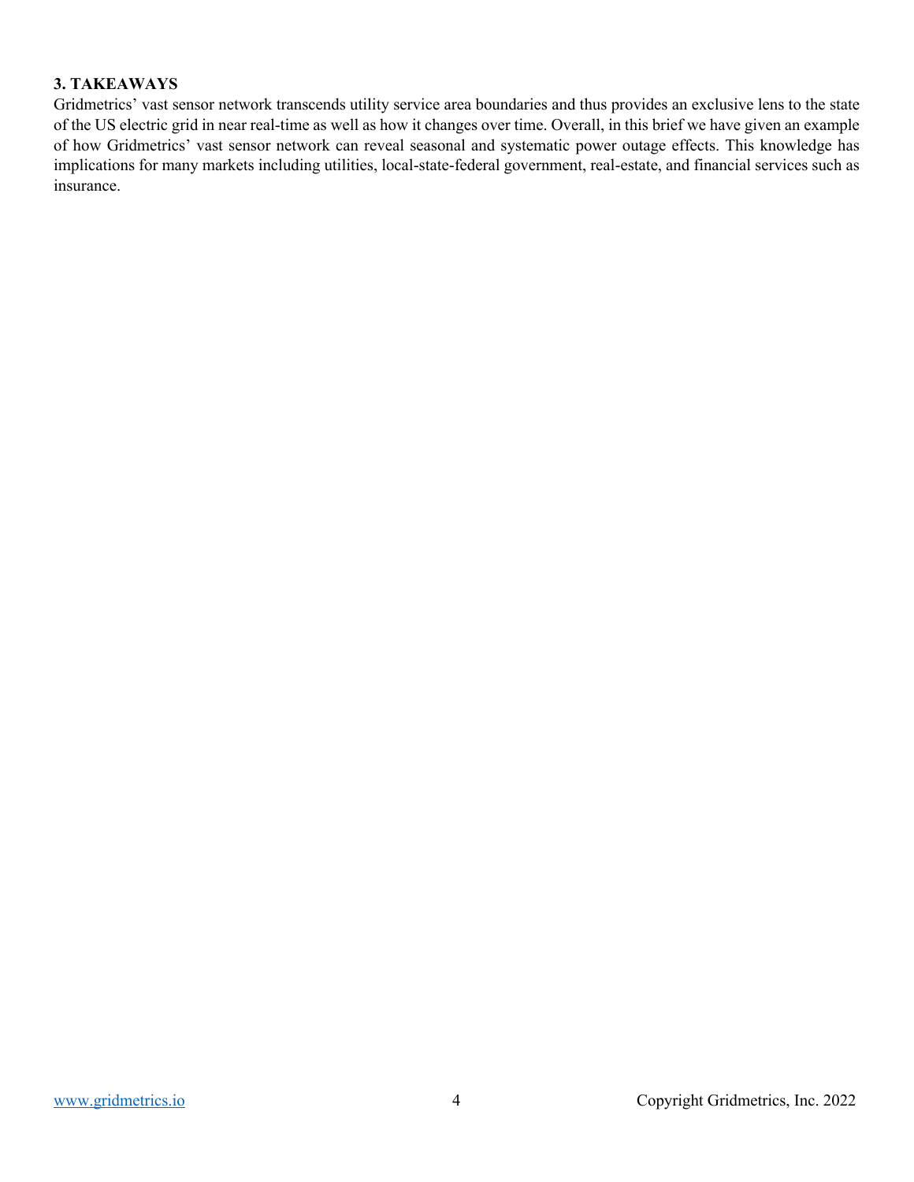### 3. TAKEAWAYS

Gridmetrics' vast sensor network transcends utility service area boundaries and thus provides an exclusive lens to the state of the US electric grid in near real-time as well as how it changes over time. Overall, in this brief we have given an example of how Gridmetrics' vast sensor network can reveal seasonal and systematic power outage effects. This knowledge has implications for many markets including utilities, local-state-federal government, real-estate, and financial services such as insurance.